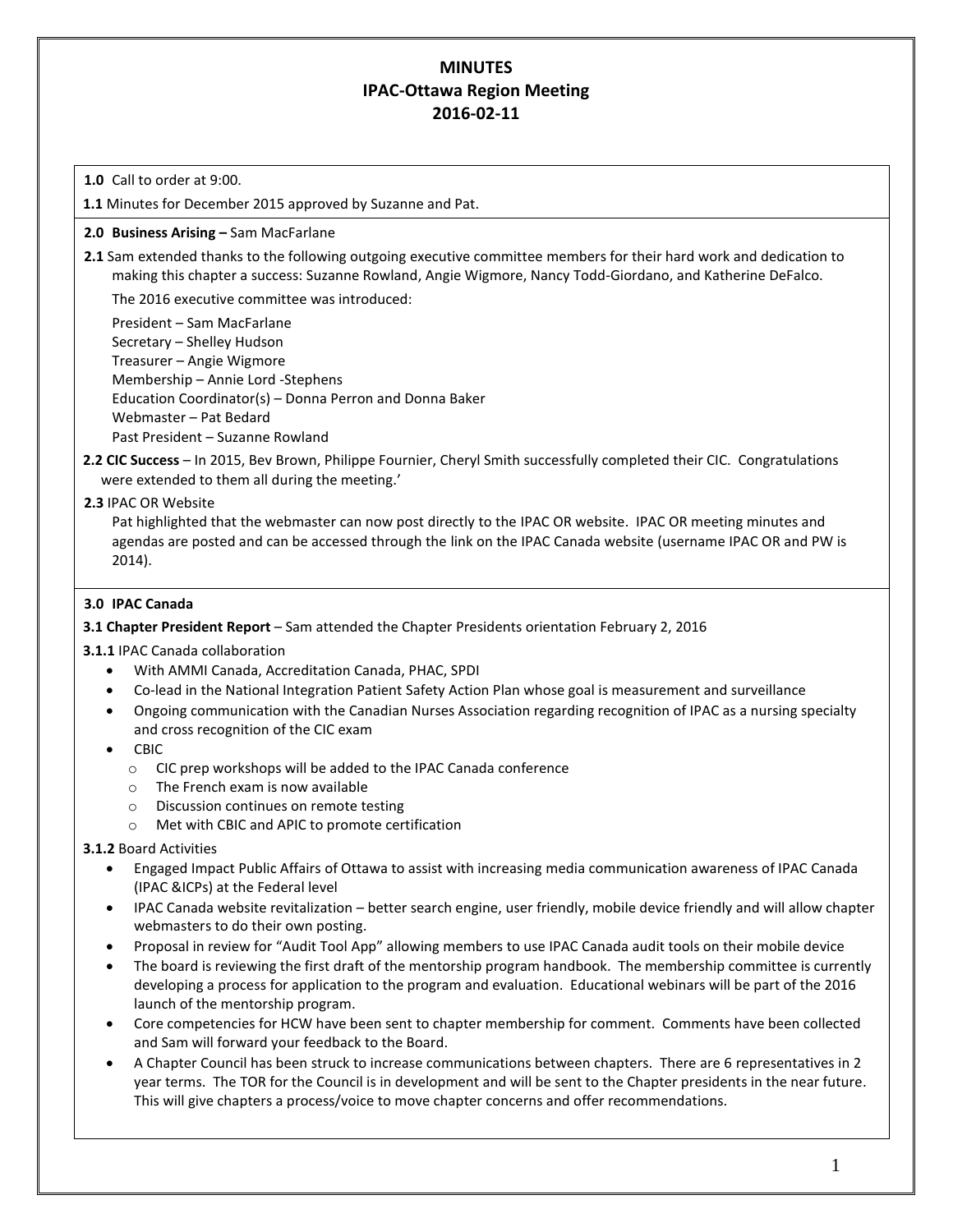# MINUTES
# IPAC-Ottawa Region Meeting
# 2016-02-11

**1.0** Call to order at 9:00.

**1.1** Minutes for December 2015 approved by Suzanne and Pat.

**2.0 Business Arising –** Sam MacFarlane

**2.1** Sam extended thanks to the following outgoing executive committee members for their hard work and dedication to making this chapter a success: Suzanne Rowland, Angie Wigmore, Nancy Todd-Giordano, and Katherine DeFalco.

The 2016 executive committee was introduced:

President – Sam MacFarlane
Secretary – Shelley Hudson
Treasurer – Angie Wigmore
Membership – Annie Lord -Stephens
Education Coordinator(s) – Donna Perron and Donna Baker
Webmaster – Pat Bedard
Past President – Suzanne Rowland

**2.2 CIC Success** – In 2015, Bev Brown, Philippe Fournier, Cheryl Smith successfully completed their CIC. Congratulations were extended to them all during the meeting.'

**2.3** IPAC OR Website

Pat highlighted that the webmaster can now post directly to the IPAC OR website. IPAC OR meeting minutes and agendas are posted and can be accessed through the link on the IPAC Canada website (username IPAC OR and PW is 2014).

**3.0 IPAC Canada**

**3.1 Chapter President Report** – Sam attended the Chapter Presidents orientation February 2, 2016

**3.1.1** IPAC Canada collaboration

- With AMMI Canada, Accreditation Canada, PHAC, SPDI
- Co-lead in the National Integration Patient Safety Action Plan whose goal is measurement and surveillance
- Ongoing communication with the Canadian Nurses Association regarding recognition of IPAC as a nursing specialty and cross recognition of the CIC exam
- CBIC
  - CIC prep workshops will be added to the IPAC Canada conference
  - The French exam is now available
  - Discussion continues on remote testing
  - Met with CBIC and APIC to promote certification

**3.1.2** Board Activities

- Engaged Impact Public Affairs of Ottawa to assist with increasing media communication awareness of IPAC Canada (IPAC &ICPs) at the Federal level
- IPAC Canada website revitalization – better search engine, user friendly, mobile device friendly and will allow chapter webmasters to do their own posting.
- Proposal in review for "Audit Tool App" allowing members to use IPAC Canada audit tools on their mobile device
- The board is reviewing the first draft of the mentorship program handbook. The membership committee is currently developing a process for application to the program and evaluation. Educational webinars will be part of the 2016 launch of the mentorship program.
- Core competencies for HCW have been sent to chapter membership for comment. Comments have been collected and Sam will forward your feedback to the Board.
- A Chapter Council has been struck to increase communications between chapters. There are 6 representatives in 2 year terms. The TOR for the Council is in development and will be sent to the Chapter presidents in the near future. This will give chapters a process/voice to move chapter concerns and offer recommendations.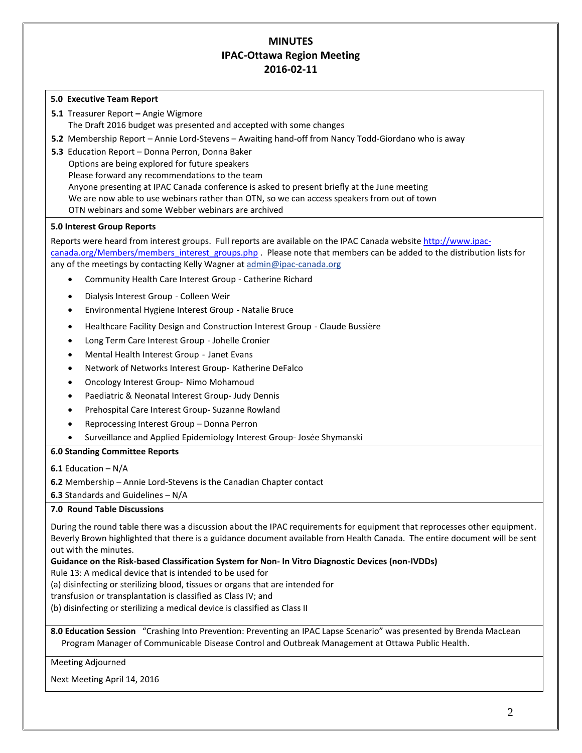# MINUTES
## IPAC-Ottawa Region Meeting
## 2016-02-11

**5.0 Executive Team Report**

**5.1** Treasurer Report **–** Angie Wigmore
The Draft 2016 budget was presented and accepted with some changes

**5.2** Membership Report – Annie Lord-Stevens – Awaiting hand-off from Nancy Todd-Giordano who is away

**5.3** Education Report – Donna Perron, Donna Baker
Options are being explored for future speakers
Please forward any recommendations to the team
Anyone presenting at IPAC Canada conference is asked to present briefly at the June meeting
We are now able to use webinars rather than OTN, so we can access speakers from out of town
OTN webinars and some Webber webinars are archived

**5.0 Interest Group Reports**

Reports were heard from interest groups. Full reports are available on the IPAC Canada website http://www.ipac-canada.org/Members/members_interest_groups.php . Please note that members can be added to the distribution lists for any of the meetings by contacting Kelly Wagner at admin@ipac-canada.org

- Community Health Care Interest Group - Catherine Richard
- Dialysis Interest Group - Colleen Weir
- Environmental Hygiene Interest Group - Natalie Bruce
- Healthcare Facility Design and Construction Interest Group - Claude Bussière
- Long Term Care Interest Group - Johelle Cronier
- Mental Health Interest Group - Janet Evans
- Network of Networks Interest Group- Katherine DeFalco
- Oncology Interest Group- Nimo Mohamoud
- Paediatric & Neonatal Interest Group- Judy Dennis
- Prehospital Care Interest Group- Suzanne Rowland
- Reprocessing Interest Group – Donna Perron
- Surveillance and Applied Epidemiology Interest Group- Josée Shymanski

**6.0 Standing Committee Reports**

**6.1** Education – N/A

**6.2** Membership – Annie Lord-Stevens is the Canadian Chapter contact

**6.3** Standards and Guidelines – N/A

**7.0 Round Table Discussions**

During the round table there was a discussion about the IPAC requirements for equipment that reprocesses other equipment. Beverly Brown highlighted that there is a guidance document available from Health Canada. The entire document will be sent out with the minutes.

**Guidance on the Risk-based Classification System for Non- In Vitro Diagnostic Devices (non-IVDDs)**
Rule 13: A medical device that is intended to be used for
(a) disinfecting or sterilizing blood, tissues or organs that are intended for
transfusion or transplantation is classified as Class IV; and
(b) disinfecting or sterilizing a medical device is classified as Class II

**8.0 Education Session** "Crashing Into Prevention: Preventing an IPAC Lapse Scenario" was presented by Brenda MacLean Program Manager of Communicable Disease Control and Outbreak Management at Ottawa Public Health.

Meeting Adjourned

Next Meeting April 14, 2016